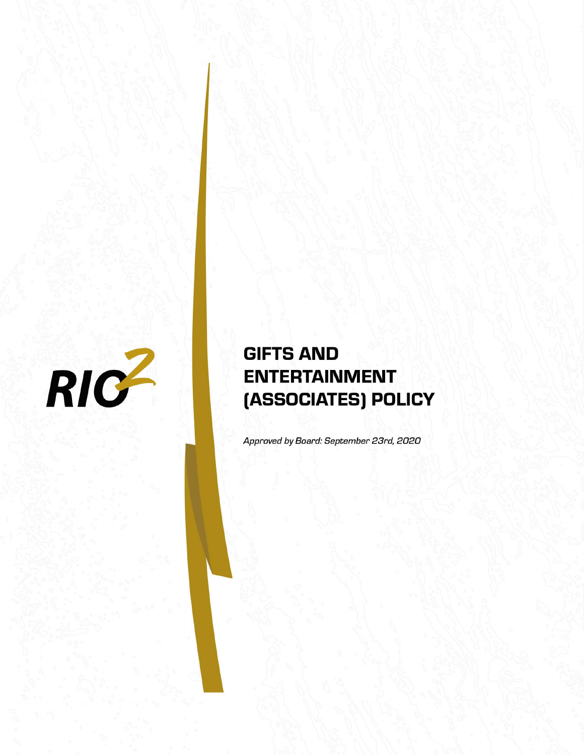RIO2

# GIFTS AND ENTERTAINMENT (ASSOCIATES) POLICY

*Approved by Board: September 23rd, 2020*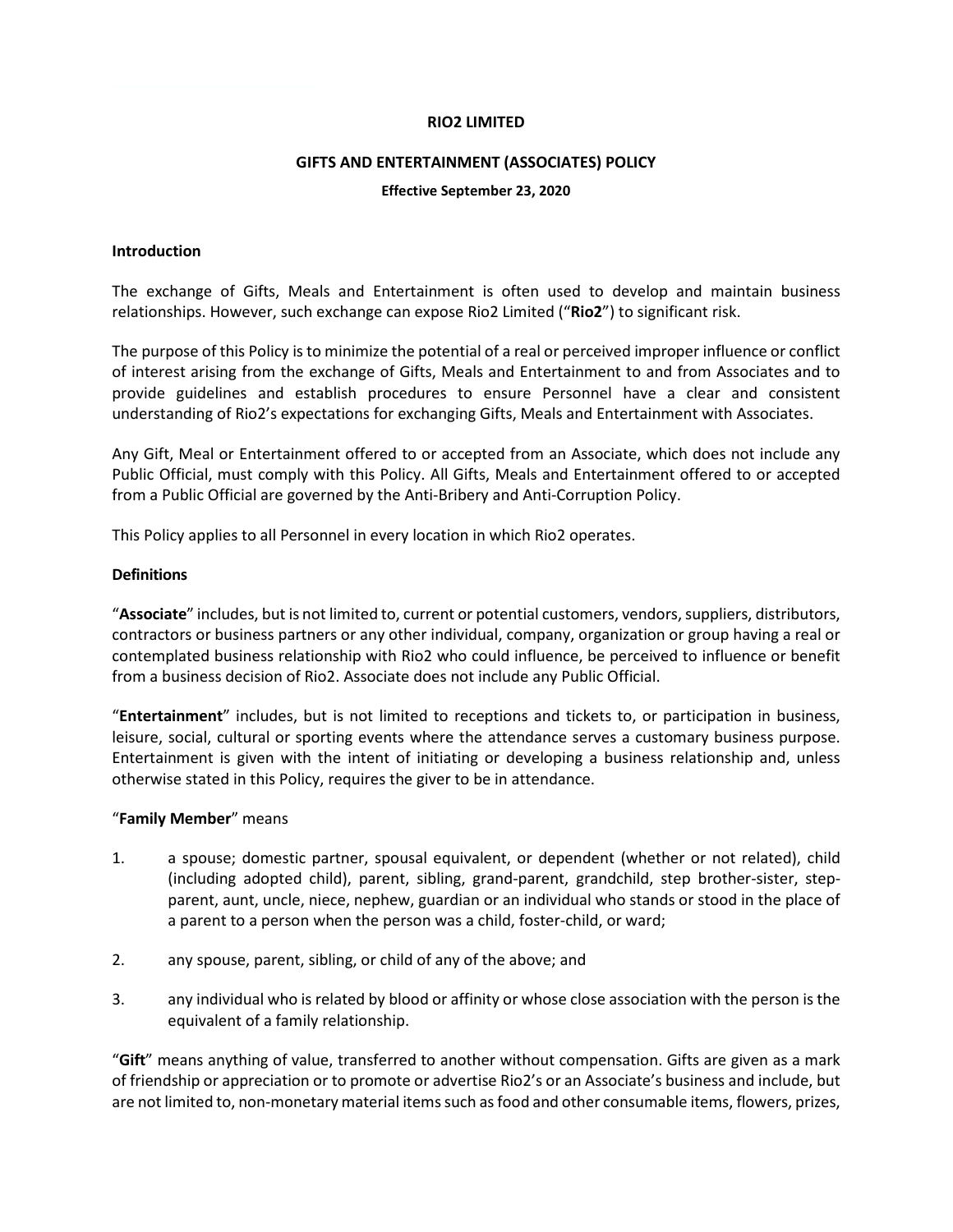**RIO2 LIMITED**

**GIFTS AND ENTERTAINMENT (ASSOCIATES) POLICY**

**Effective September 23, 2020**

**Introduction**

The exchange of Gifts, Meals and Entertainment is often used to develop and maintain business relationships. However, such exchange can expose Rio2 Limited ("**Rio2**") to significant risk.

The purpose of this Policy is to minimize the potential of a real or perceived improper influence or conflict of interest arising from the exchange of Gifts, Meals and Entertainment to and from Associates and to provide guidelines and establish procedures to ensure Personnel have a clear and consistent understanding of Rio2's expectations for exchanging Gifts, Meals and Entertainment with Associates.

Any Gift, Meal or Entertainment offered to or accepted from an Associate, which does not include any Public Official, must comply with this Policy. All Gifts, Meals and Entertainment offered to or accepted from a Public Official are governed by the Anti-Bribery and Anti-Corruption Policy.

This Policy applies to all Personnel in every location in which Rio2 operates.

**Definitions**

"**Associate**" includes, but is not limited to, current or potential customers, vendors, suppliers, distributors, contractors or business partners or any other individual, company, organization or group having a real or contemplated business relationship with Rio2 who could influence, be perceived to influence or benefit from a business decision of Rio2. Associate does not include any Public Official.

"**Entertainment**" includes, but is not limited to receptions and tickets to, or participation in business, leisure, social, cultural or sporting events where the attendance serves a customary business purpose. Entertainment is given with the intent of initiating or developing a business relationship and, unless otherwise stated in this Policy, requires the giver to be in attendance.

"**Family Member**" means

1. a spouse; domestic partner, spousal equivalent, or dependent (whether or not related), child (including adopted child), parent, sibling, grand-parent, grandchild, step brother-sister, step-parent, aunt, uncle, niece, nephew, guardian or an individual who stands or stood in the place of a parent to a person when the person was a child, foster-child, or ward;

2. any spouse, parent, sibling, or child of any of the above; and

3. any individual who is related by blood or affinity or whose close association with the person is the equivalent of a family relationship.

"**Gift**" means anything of value, transferred to another without compensation. Gifts are given as a mark of friendship or appreciation or to promote or advertise Rio2's or an Associate's business and include, but are not limited to, non-monetary material items such as food and other consumable items, flowers, prizes,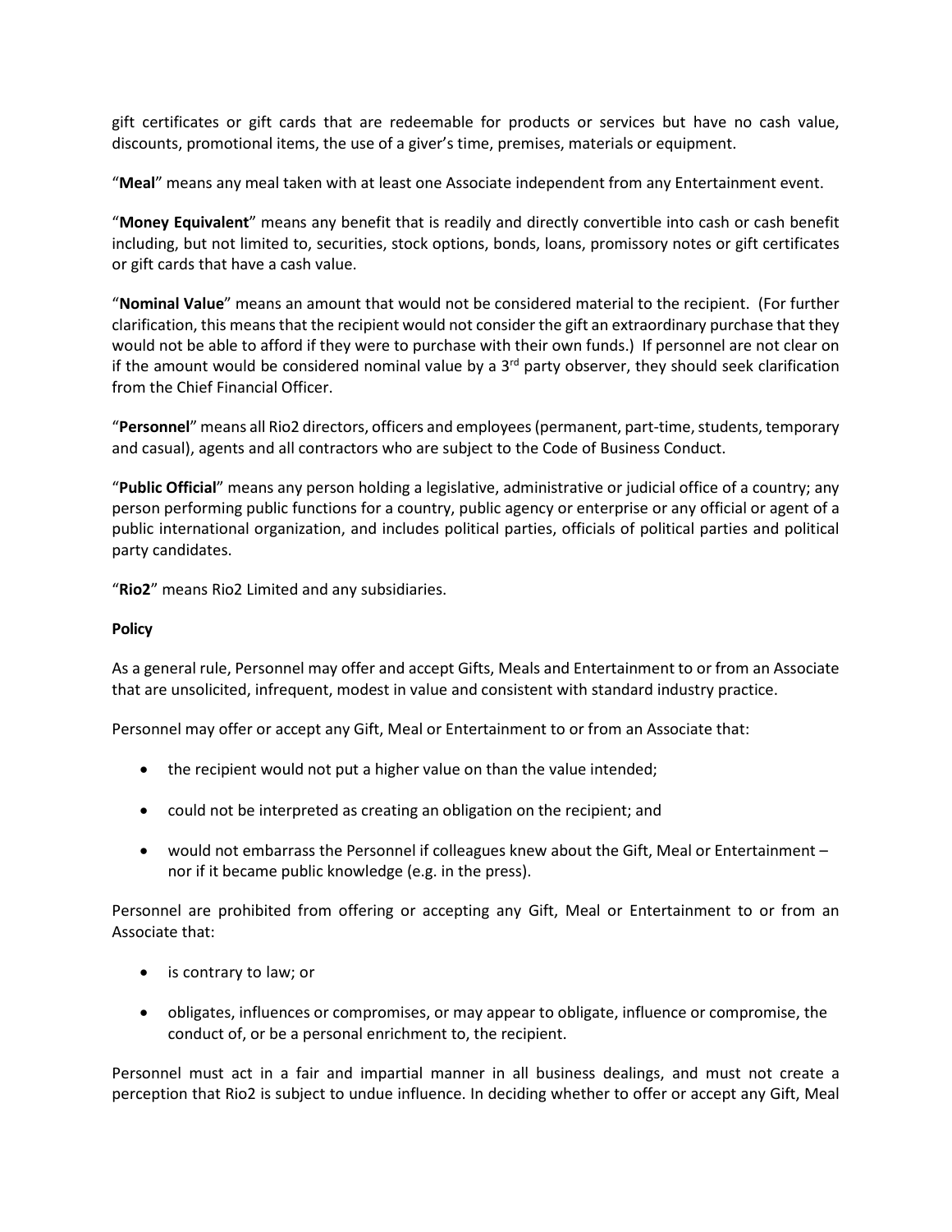gift certificates or gift cards that are redeemable for products or services but have no cash value, discounts, promotional items, the use of a giver's time, premises, materials or equipment.

"**Meal**" means any meal taken with at least one Associate independent from any Entertainment event.

"**Money Equivalent**" means any benefit that is readily and directly convertible into cash or cash benefit including, but not limited to, securities, stock options, bonds, loans, promissory notes or gift certificates or gift cards that have a cash value.

"**Nominal Value**" means an amount that would not be considered material to the recipient. (For further clarification, this means that the recipient would not consider the gift an extraordinary purchase that they would not be able to afford if they were to purchase with their own funds.) If personnel are not clear on if the amount would be considered nominal value by a 3rd party observer, they should seek clarification from the Chief Financial Officer.

"**Personnel**" means all Rio2 directors, officers and employees (permanent, part-time, students, temporary and casual), agents and all contractors who are subject to the Code of Business Conduct.

"**Public Official**" means any person holding a legislative, administrative or judicial office of a country; any person performing public functions for a country, public agency or enterprise or any official or agent of a public international organization, and includes political parties, officials of political parties and political party candidates.

"**Rio2**" means Rio2 Limited and any subsidiaries.

**Policy**

As a general rule, Personnel may offer and accept Gifts, Meals and Entertainment to or from an Associate that are unsolicited, infrequent, modest in value and consistent with standard industry practice.

Personnel may offer or accept any Gift, Meal or Entertainment to or from an Associate that:

- the recipient would not put a higher value on than the value intended;
- could not be interpreted as creating an obligation on the recipient; and
- would not embarrass the Personnel if colleagues knew about the Gift, Meal or Entertainment – nor if it became public knowledge (e.g. in the press).

Personnel are prohibited from offering or accepting any Gift, Meal or Entertainment to or from an Associate that:

- is contrary to law; or
- obligates, influences or compromises, or may appear to obligate, influence or compromise, the conduct of, or be a personal enrichment to, the recipient.

Personnel must act in a fair and impartial manner in all business dealings, and must not create a perception that Rio2 is subject to undue influence. In deciding whether to offer or accept any Gift, Meal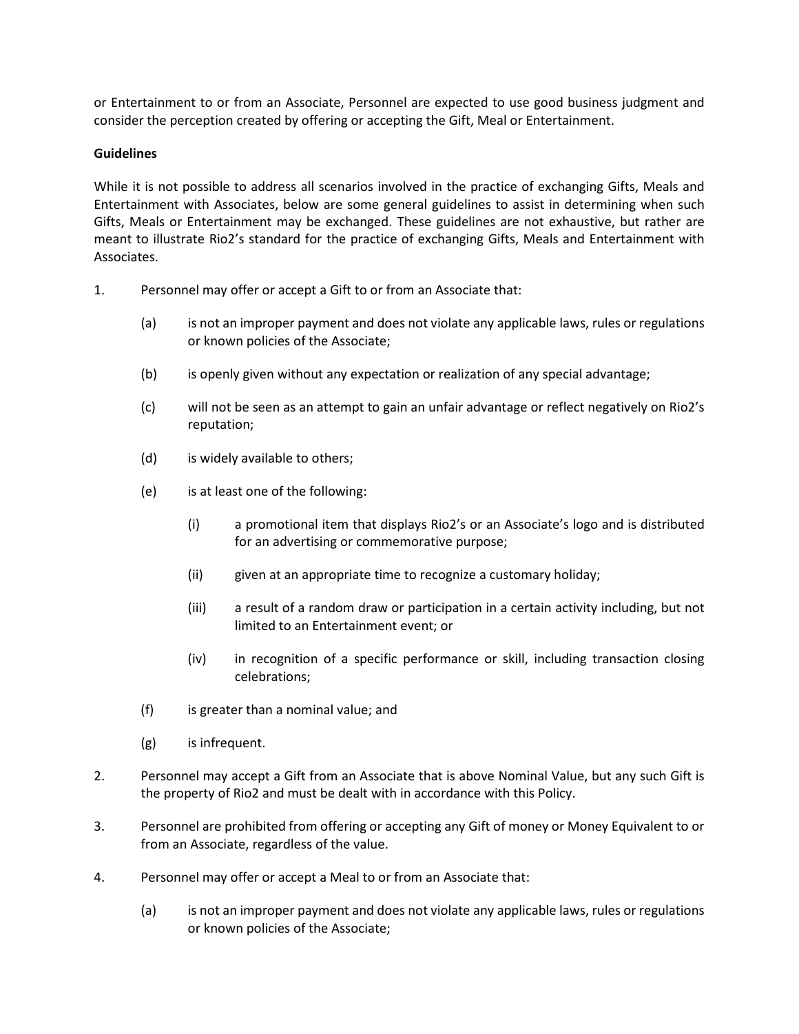or Entertainment to or from an Associate, Personnel are expected to use good business judgment and consider the perception created by offering or accepting the Gift, Meal or Entertainment.

**Guidelines**

While it is not possible to address all scenarios involved in the practice of exchanging Gifts, Meals and Entertainment with Associates, below are some general guidelines to assist in determining when such Gifts, Meals or Entertainment may be exchanged. These guidelines are not exhaustive, but rather are meant to illustrate Rio2's standard for the practice of exchanging Gifts, Meals and Entertainment with Associates.

1. Personnel may offer or accept a Gift to or from an Associate that:

   (a) is not an improper payment and does not violate any applicable laws, rules or regulations or known policies of the Associate;

   (b) is openly given without any expectation or realization of any special advantage;

   (c) will not be seen as an attempt to gain an unfair advantage or reflect negatively on Rio2's reputation;

   (d) is widely available to others;

   (e) is at least one of the following:

      (i) a promotional item that displays Rio2's or an Associate's logo and is distributed for an advertising or commemorative purpose;

      (ii) given at an appropriate time to recognize a customary holiday;

      (iii) a result of a random draw or participation in a certain activity including, but not limited to an Entertainment event; or

      (iv) in recognition of a specific performance or skill, including transaction closing celebrations;

   (f) is greater than a nominal value; and

   (g) is infrequent.

2. Personnel may accept a Gift from an Associate that is above Nominal Value, but any such Gift is the property of Rio2 and must be dealt with in accordance with this Policy.

3. Personnel are prohibited from offering or accepting any Gift of money or Money Equivalent to or from an Associate, regardless of the value.

4. Personnel may offer or accept a Meal to or from an Associate that:

   (a) is not an improper payment and does not violate any applicable laws, rules or regulations or known policies of the Associate;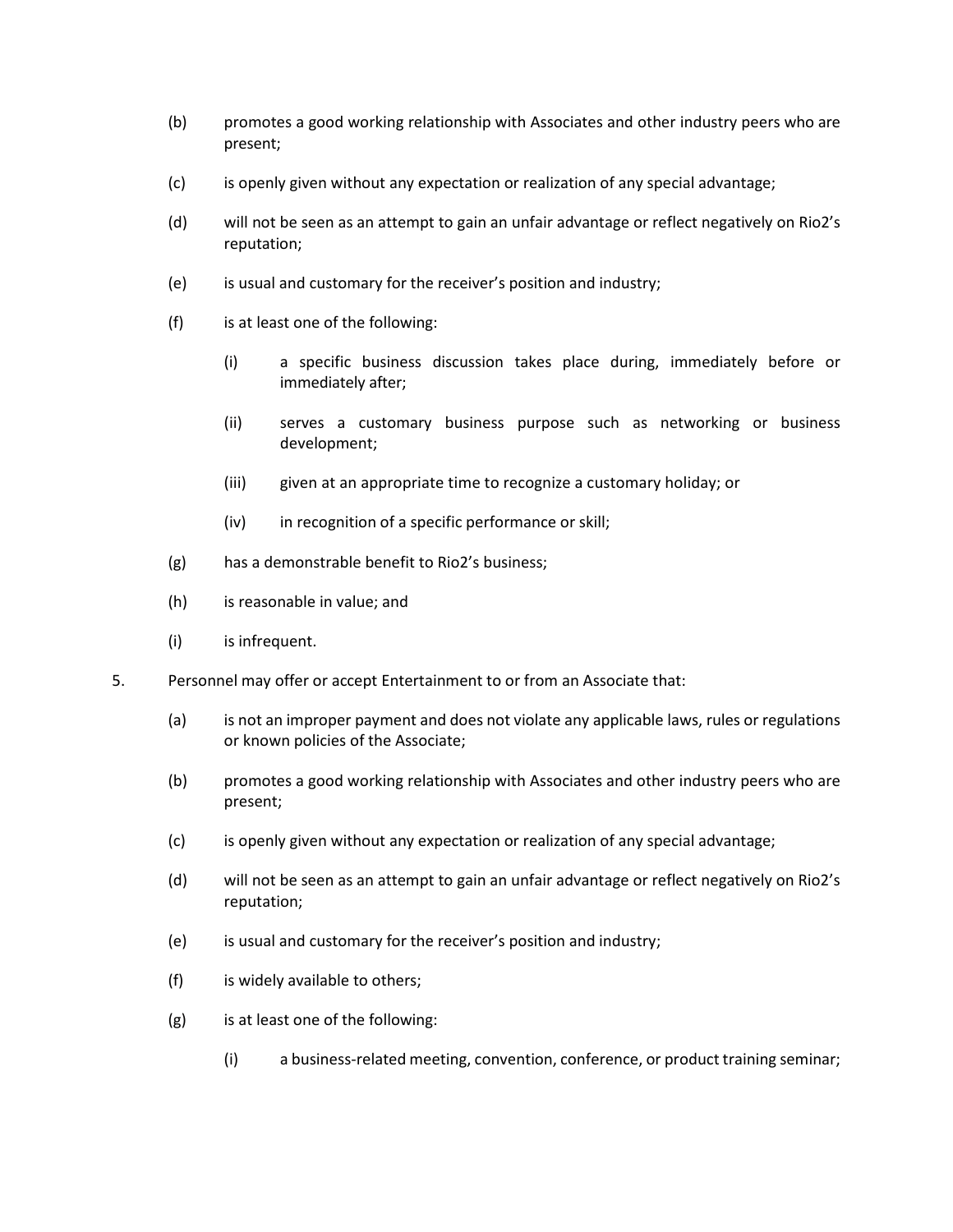(b) promotes a good working relationship with Associates and other industry peers who are present;

(c) is openly given without any expectation or realization of any special advantage;

(d) will not be seen as an attempt to gain an unfair advantage or reflect negatively on Rio2's reputation;

(e) is usual and customary for the receiver's position and industry;

(f) is at least one of the following:

  (i) a specific business discussion takes place during, immediately before or immediately after;

  (ii) serves a customary business purpose such as networking or business development;

  (iii) given at an appropriate time to recognize a customary holiday; or

  (iv) in recognition of a specific performance or skill;

(g) has a demonstrable benefit to Rio2's business;

(h) is reasonable in value; and

(i) is infrequent.

5. Personnel may offer or accept Entertainment to or from an Associate that:

(a) is not an improper payment and does not violate any applicable laws, rules or regulations or known policies of the Associate;

(b) promotes a good working relationship with Associates and other industry peers who are present;

(c) is openly given without any expectation or realization of any special advantage;

(d) will not be seen as an attempt to gain an unfair advantage or reflect negatively on Rio2's reputation;

(e) is usual and customary for the receiver's position and industry;

(f) is widely available to others;

(g) is at least one of the following:

  (i) a business-related meeting, convention, conference, or product training seminar;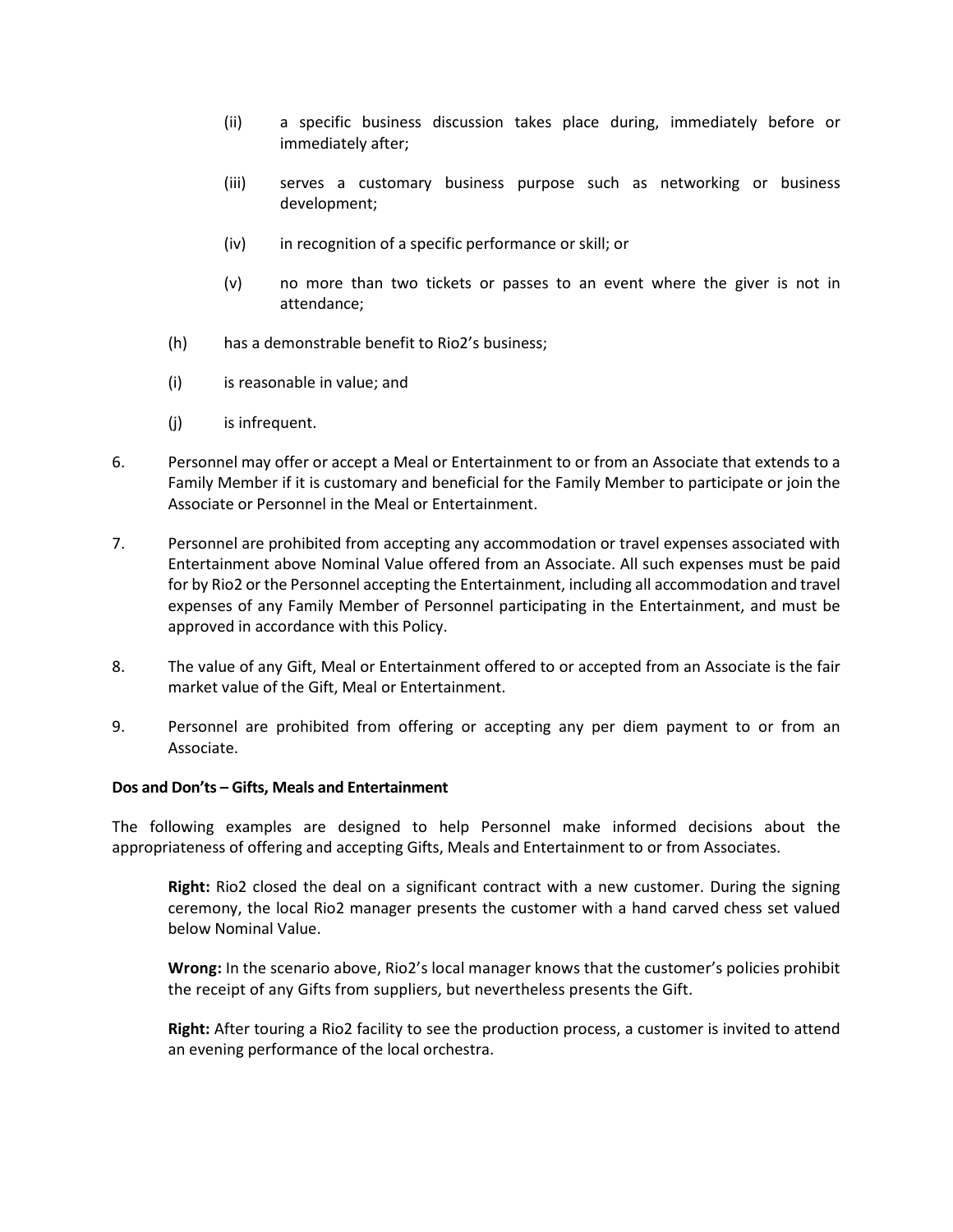(ii) a specific business discussion takes place during, immediately before or immediately after;

(iii) serves a customary business purpose such as networking or business development;

(iv) in recognition of a specific performance or skill; or

(v) no more than two tickets or passes to an event where the giver is not in attendance;

(h) has a demonstrable benefit to Rio2's business;

(i) is reasonable in value; and

(j) is infrequent.

6. Personnel may offer or accept a Meal or Entertainment to or from an Associate that extends to a Family Member if it is customary and beneficial for the Family Member to participate or join the Associate or Personnel in the Meal or Entertainment.

7. Personnel are prohibited from accepting any accommodation or travel expenses associated with Entertainment above Nominal Value offered from an Associate. All such expenses must be paid for by Rio2 or the Personnel accepting the Entertainment, including all accommodation and travel expenses of any Family Member of Personnel participating in the Entertainment, and must be approved in accordance with this Policy.

8. The value of any Gift, Meal or Entertainment offered to or accepted from an Associate is the fair market value of the Gift, Meal or Entertainment.

9. Personnel are prohibited from offering or accepting any per diem payment to or from an Associate.

**Dos and Don'ts – Gifts, Meals and Entertainment**

The following examples are designed to help Personnel make informed decisions about the appropriateness of offering and accepting Gifts, Meals and Entertainment to or from Associates.

> **Right:** Rio2 closed the deal on a significant contract with a new customer. During the signing ceremony, the local Rio2 manager presents the customer with a hand carved chess set valued below Nominal Value.
>
> **Wrong:** In the scenario above, Rio2's local manager knows that the customer's policies prohibit the receipt of any Gifts from suppliers, but nevertheless presents the Gift.
>
> **Right:** After touring a Rio2 facility to see the production process, a customer is invited to attend an evening performance of the local orchestra.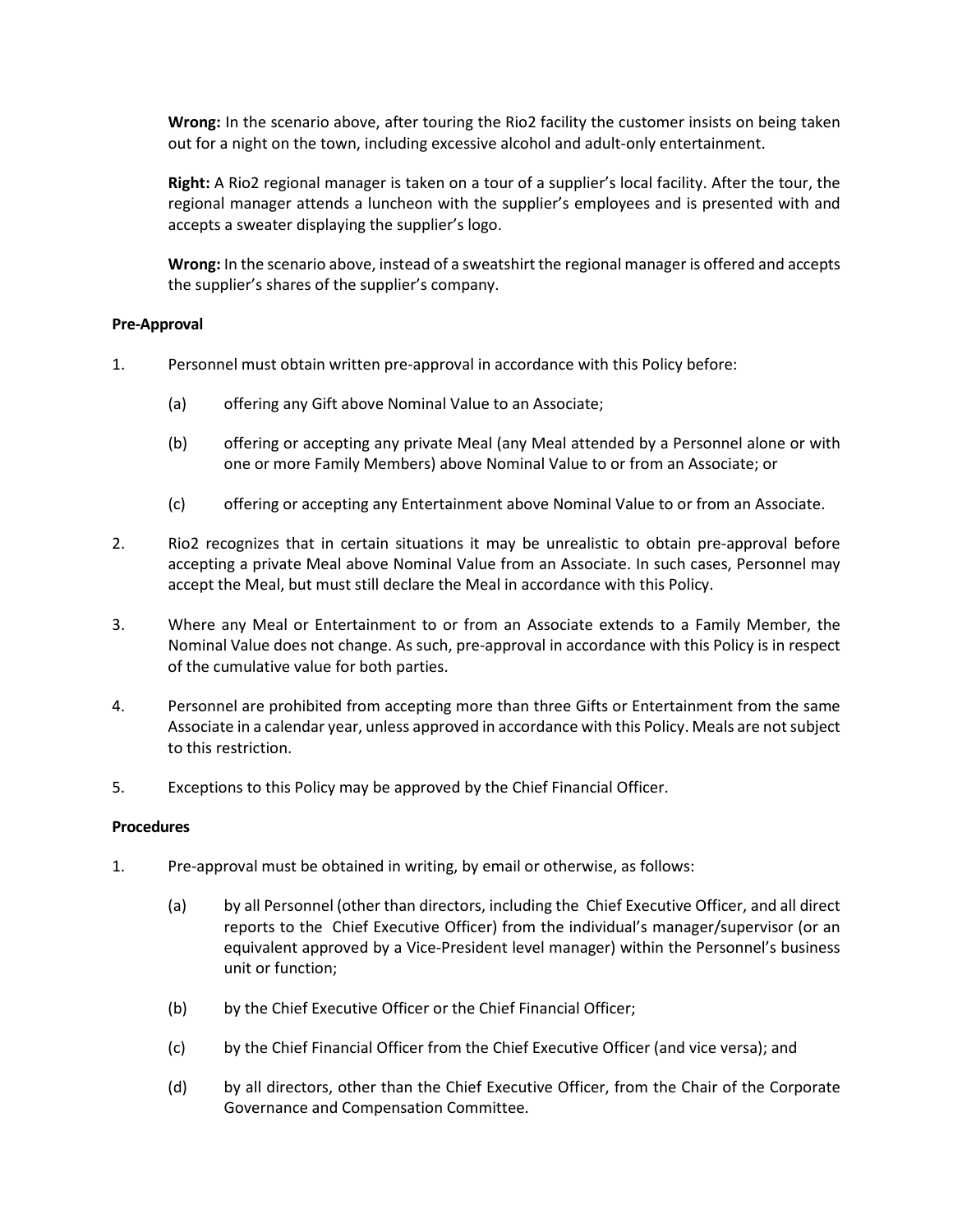**Wrong:** In the scenario above, after touring the Rio2 facility the customer insists on being taken out for a night on the town, including excessive alcohol and adult-only entertainment.

**Right:** A Rio2 regional manager is taken on a tour of a supplier's local facility. After the tour, the regional manager attends a luncheon with the supplier's employees and is presented with and accepts a sweater displaying the supplier's logo.

**Wrong:** In the scenario above, instead of a sweatshirt the regional manager is offered and accepts the supplier's shares of the supplier's company.

**Pre-Approval**

1. Personnel must obtain written pre-approval in accordance with this Policy before:

   (a) offering any Gift above Nominal Value to an Associate;

   (b) offering or accepting any private Meal (any Meal attended by a Personnel alone or with one or more Family Members) above Nominal Value to or from an Associate; or

   (c) offering or accepting any Entertainment above Nominal Value to or from an Associate.

2. Rio2 recognizes that in certain situations it may be unrealistic to obtain pre-approval before accepting a private Meal above Nominal Value from an Associate. In such cases, Personnel may accept the Meal, but must still declare the Meal in accordance with this Policy.

3. Where any Meal or Entertainment to or from an Associate extends to a Family Member, the Nominal Value does not change. As such, pre-approval in accordance with this Policy is in respect of the cumulative value for both parties.

4. Personnel are prohibited from accepting more than three Gifts or Entertainment from the same Associate in a calendar year, unless approved in accordance with this Policy. Meals are not subject to this restriction.

5. Exceptions to this Policy may be approved by the Chief Financial Officer.

**Procedures**

1. Pre-approval must be obtained in writing, by email or otherwise, as follows:

   (a) by all Personnel (other than directors, including the Chief Executive Officer, and all direct reports to the Chief Executive Officer) from the individual's manager/supervisor (or an equivalent approved by a Vice-President level manager) within the Personnel's business unit or function;

   (b) by the Chief Executive Officer or the Chief Financial Officer;

   (c) by the Chief Financial Officer from the Chief Executive Officer (and vice versa); and

   (d) by all directors, other than the Chief Executive Officer, from the Chair of the Corporate Governance and Compensation Committee.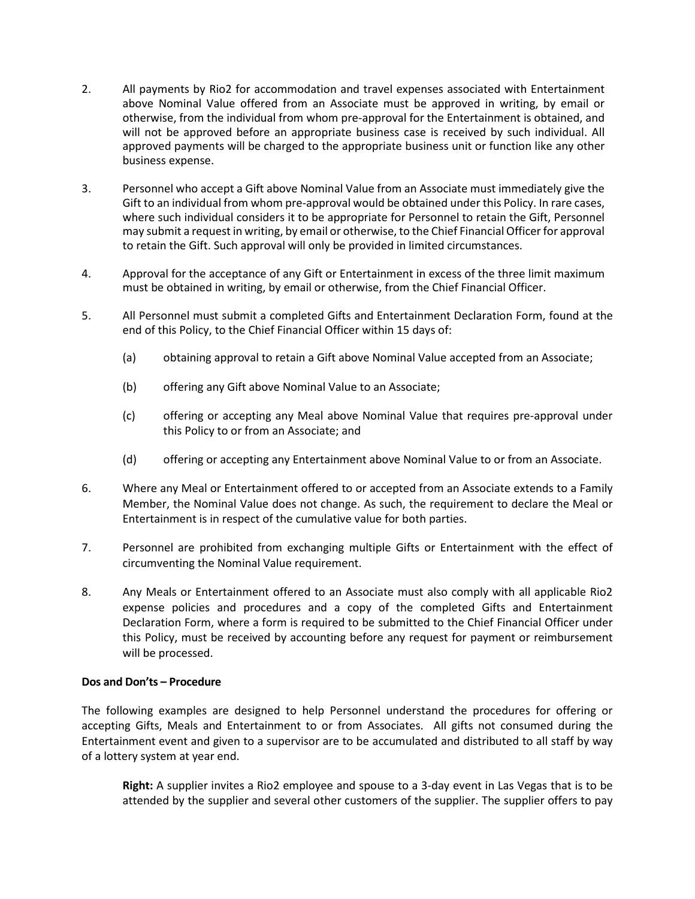2. All payments by Rio2 for accommodation and travel expenses associated with Entertainment above Nominal Value offered from an Associate must be approved in writing, by email or otherwise, from the individual from whom pre-approval for the Entertainment is obtained, and will not be approved before an appropriate business case is received by such individual. All approved payments will be charged to the appropriate business unit or function like any other business expense.

3. Personnel who accept a Gift above Nominal Value from an Associate must immediately give the Gift to an individual from whom pre-approval would be obtained under this Policy. In rare cases, where such individual considers it to be appropriate for Personnel to retain the Gift, Personnel may submit a request in writing, by email or otherwise, to the Chief Financial Officer for approval to retain the Gift. Such approval will only be provided in limited circumstances.

4. Approval for the acceptance of any Gift or Entertainment in excess of the three limit maximum must be obtained in writing, by email or otherwise, from the Chief Financial Officer.

5. All Personnel must submit a completed Gifts and Entertainment Declaration Form, found at the end of this Policy, to the Chief Financial Officer within 15 days of:

   (a) obtaining approval to retain a Gift above Nominal Value accepted from an Associate;

   (b) offering any Gift above Nominal Value to an Associate;

   (c) offering or accepting any Meal above Nominal Value that requires pre-approval under this Policy to or from an Associate; and

   (d) offering or accepting any Entertainment above Nominal Value to or from an Associate.

6. Where any Meal or Entertainment offered to or accepted from an Associate extends to a Family Member, the Nominal Value does not change. As such, the requirement to declare the Meal or Entertainment is in respect of the cumulative value for both parties.

7. Personnel are prohibited from exchanging multiple Gifts or Entertainment with the effect of circumventing the Nominal Value requirement.

8. Any Meals or Entertainment offered to an Associate must also comply with all applicable Rio2 expense policies and procedures and a copy of the completed Gifts and Entertainment Declaration Form, where a form is required to be submitted to the Chief Financial Officer under this Policy, must be received by accounting before any request for payment or reimbursement will be processed.

**Dos and Don'ts – Procedure**

The following examples are designed to help Personnel understand the procedures for offering or accepting Gifts, Meals and Entertainment to or from Associates. All gifts not consumed during the Entertainment event and given to a supervisor are to be accumulated and distributed to all staff by way of a lottery system at year end.

> **Right:** A supplier invites a Rio2 employee and spouse to a 3-day event in Las Vegas that is to be attended by the supplier and several other customers of the supplier. The supplier offers to pay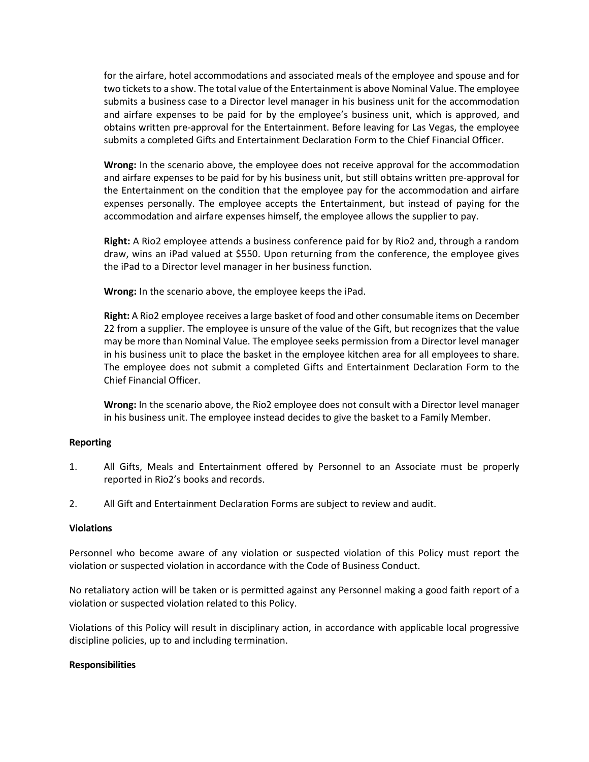for the airfare, hotel accommodations and associated meals of the employee and spouse and for two tickets to a show. The total value of the Entertainment is above Nominal Value. The employee submits a business case to a Director level manager in his business unit for the accommodation and airfare expenses to be paid for by the employee's business unit, which is approved, and obtains written pre-approval for the Entertainment. Before leaving for Las Vegas, the employee submits a completed Gifts and Entertainment Declaration Form to the Chief Financial Officer.

**Wrong:** In the scenario above, the employee does not receive approval for the accommodation and airfare expenses to be paid for by his business unit, but still obtains written pre-approval for the Entertainment on the condition that the employee pay for the accommodation and airfare expenses personally. The employee accepts the Entertainment, but instead of paying for the accommodation and airfare expenses himself, the employee allows the supplier to pay.

**Right:** A Rio2 employee attends a business conference paid for by Rio2 and, through a random draw, wins an iPad valued at $550. Upon returning from the conference, the employee gives the iPad to a Director level manager in her business function.

**Wrong:** In the scenario above, the employee keeps the iPad.

**Right:** A Rio2 employee receives a large basket of food and other consumable items on December 22 from a supplier. The employee is unsure of the value of the Gift, but recognizes that the value may be more than Nominal Value. The employee seeks permission from a Director level manager in his business unit to place the basket in the employee kitchen area for all employees to share. The employee does not submit a completed Gifts and Entertainment Declaration Form to the Chief Financial Officer.

**Wrong:** In the scenario above, the Rio2 employee does not consult with a Director level manager in his business unit. The employee instead decides to give the basket to a Family Member.

**Reporting**

1. All Gifts, Meals and Entertainment offered by Personnel to an Associate must be properly reported in Rio2's books and records.
2. All Gift and Entertainment Declaration Forms are subject to review and audit.

**Violations**

Personnel who become aware of any violation or suspected violation of this Policy must report the violation or suspected violation in accordance with the Code of Business Conduct.

No retaliatory action will be taken or is permitted against any Personnel making a good faith report of a violation or suspected violation related to this Policy.

Violations of this Policy will result in disciplinary action, in accordance with applicable local progressive discipline policies, up to and including termination.

**Responsibilities**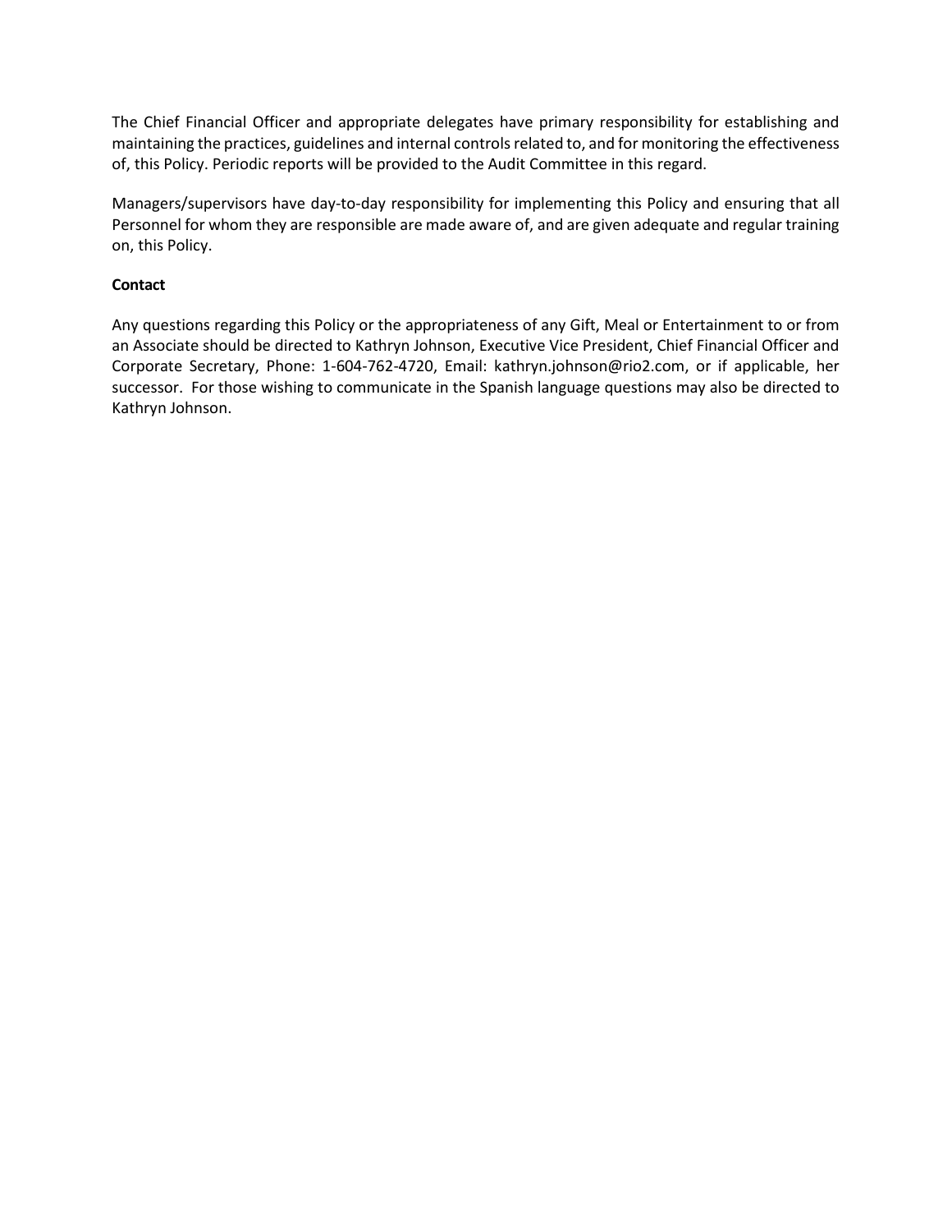The Chief Financial Officer and appropriate delegates have primary responsibility for establishing and maintaining the practices, guidelines and internal controls related to, and for monitoring the effectiveness of, this Policy. Periodic reports will be provided to the Audit Committee in this regard.

Managers/supervisors have day-to-day responsibility for implementing this Policy and ensuring that all Personnel for whom they are responsible are made aware of, and are given adequate and regular training on, this Policy.

**Contact**

Any questions regarding this Policy or the appropriateness of any Gift, Meal or Entertainment to or from an Associate should be directed to Kathryn Johnson, Executive Vice President, Chief Financial Officer and Corporate Secretary, Phone: 1-604-762-4720, Email: kathryn.johnson@rio2.com, or if applicable, her successor. For those wishing to communicate in the Spanish language questions may also be directed to Kathryn Johnson.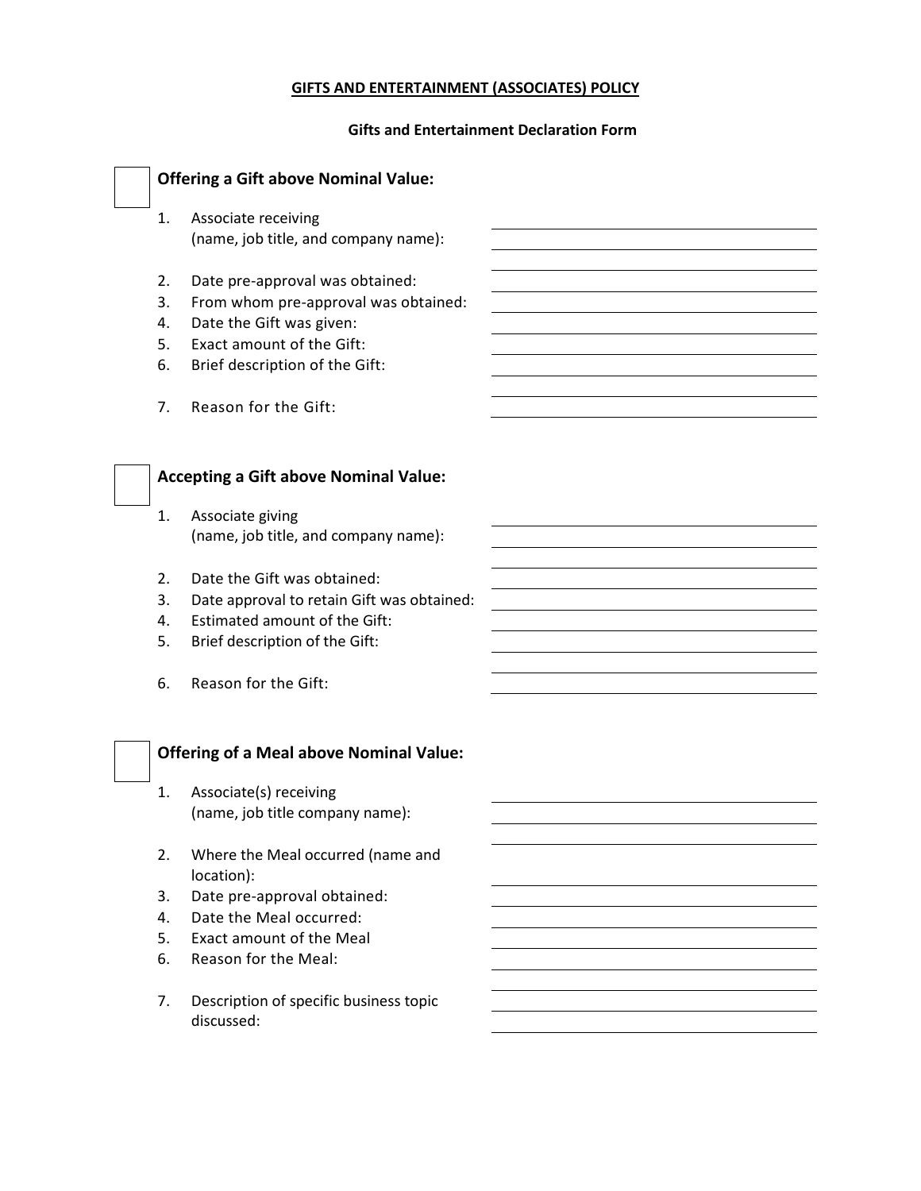**GIFTS AND ENTERTAINMENT (ASSOCIATES) POLICY**

**Gifts and Entertainment Declaration Form**

☐ **Offering a Gift above Nominal Value:**

1. Associate receiving (name, job title, and company name): ______________________
2. Date pre-approval was obtained: ______________________
3. From whom pre-approval was obtained: ______________________
4. Date the Gift was given: ______________________
5. Exact amount of the Gift: ______________________
6. Brief description of the Gift: ______________________
7. Reason for the Gift: ______________________

☐ **Accepting a Gift above Nominal Value:**

1. Associate giving (name, job title, and company name): ______________________
2. Date the Gift was obtained: ______________________
3. Date approval to retain Gift was obtained: ______________________
4. Estimated amount of the Gift: ______________________
5. Brief description of the Gift: ______________________
6. Reason for the Gift: ______________________

☐ **Offering of a Meal above Nominal Value:**

1. Associate(s) receiving (name, job title company name): ______________________
2. Where the Meal occurred (name and location): ______________________
3. Date pre-approval obtained: ______________________
4. Date the Meal occurred: ______________________
5. Exact amount of the Meal ______________________
6. Reason for the Meal: ______________________
7. Description of specific business topic discussed: ______________________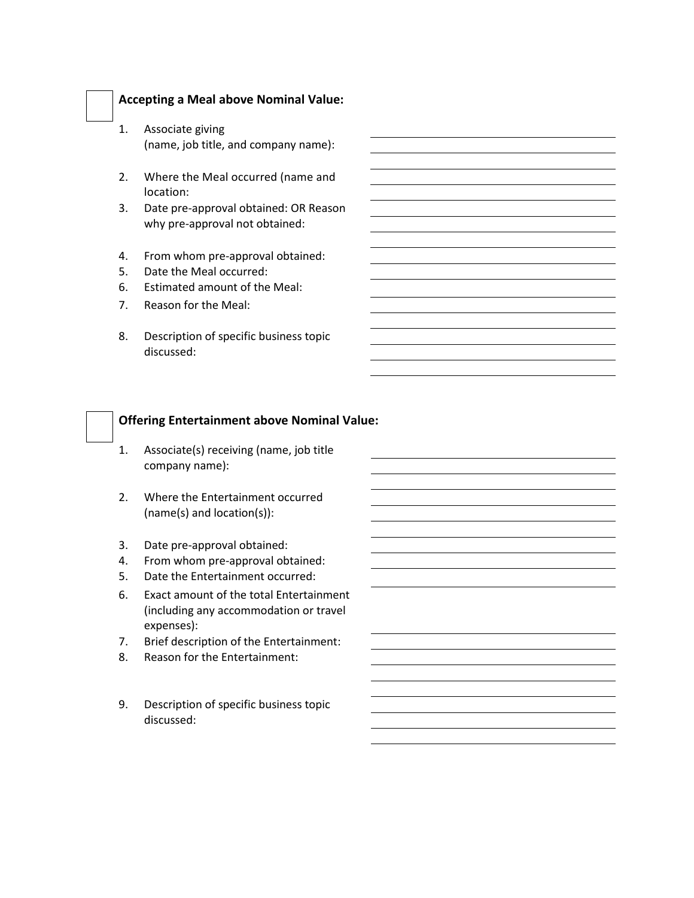☐ **Accepting a Meal above Nominal Value:**

1. Associate giving (name, job title, and company name): ____________________
2. Where the Meal occurred (name and location: ____________________
3. Date pre-approval obtained: OR Reason why pre-approval not obtained: ____________________
4. From whom pre-approval obtained: ____________________
5. Date the Meal occurred: ____________________
6. Estimated amount of the Meal: ____________________
7. Reason for the Meal: ____________________
8. Description of specific business topic discussed: ____________________

☐ **Offering Entertainment above Nominal Value:**

1. Associate(s) receiving (name, job title company name): ____________________
2. Where the Entertainment occurred (name(s) and location(s)): ____________________
3. Date pre-approval obtained: ____________________
4. From whom pre-approval obtained: ____________________
5. Date the Entertainment occurred: ____________________
6. Exact amount of the total Entertainment (including any accommodation or travel expenses): ____________________
7. Brief description of the Entertainment: ____________________
8. Reason for the Entertainment: ____________________
9. Description of specific business topic discussed: ____________________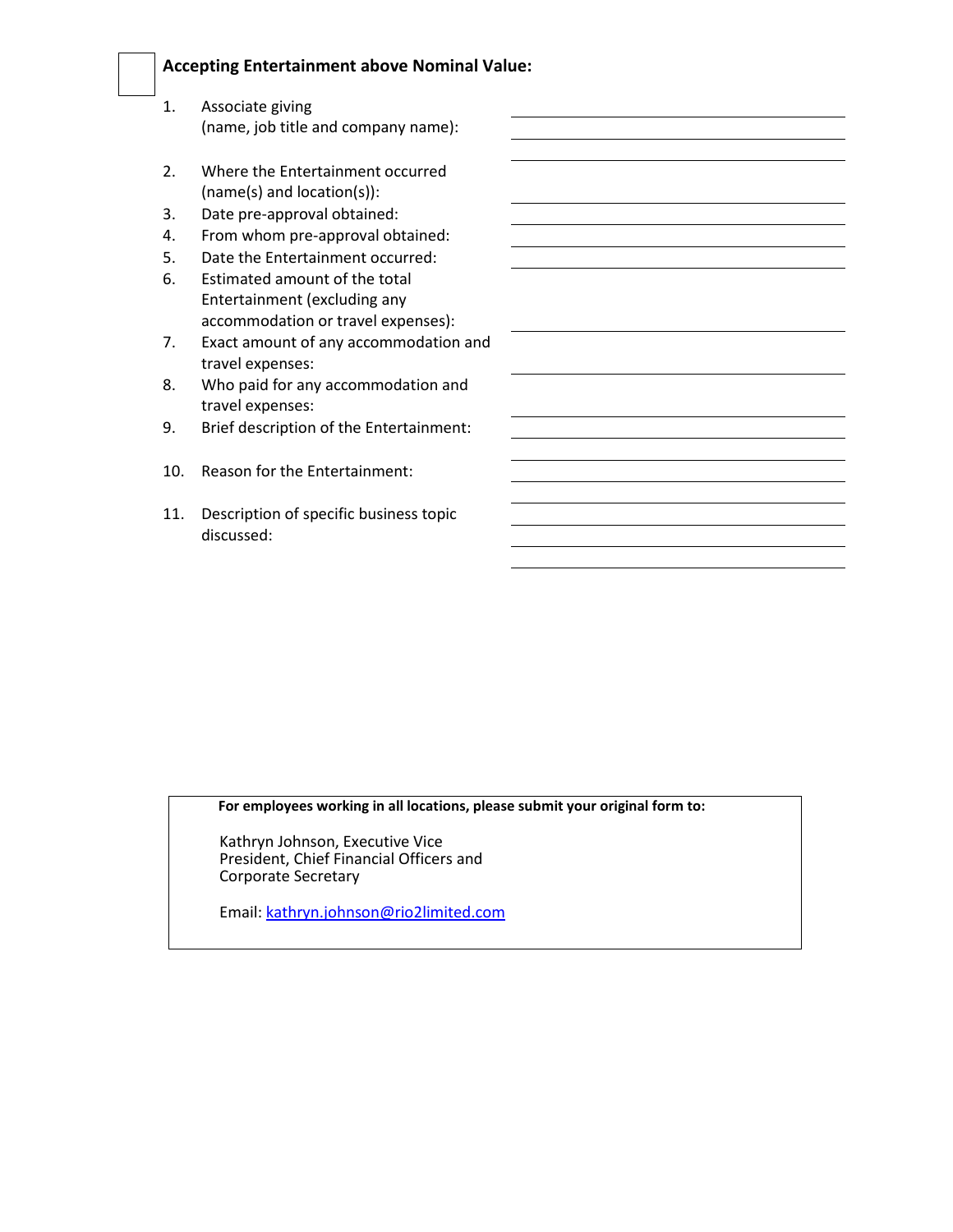☐ **Accepting Entertainment above Nominal Value:**

1. Associate giving (name, job title and company name): ______________________
2. Where the Entertainment occurred (name(s) and location(s)): ______________________
3. Date pre-approval obtained: ______________________
4. From whom pre-approval obtained: ______________________
5. Date the Entertainment occurred: ______________________
6. Estimated amount of the total Entertainment (excluding any accommodation or travel expenses): ______________________
7. Exact amount of any accommodation and travel expenses: ______________________
8. Who paid for any accommodation and travel expenses: ______________________
9. Brief description of the Entertainment: ______________________
10. Reason for the Entertainment: ______________________
11. Description of specific business topic discussed: ______________________

**For employees working in all locations, please submit your original form to:**

Kathryn Johnson, Executive Vice President, Chief Financial Officers and Corporate Secretary

Email: kathryn.johnson@rio2limited.com